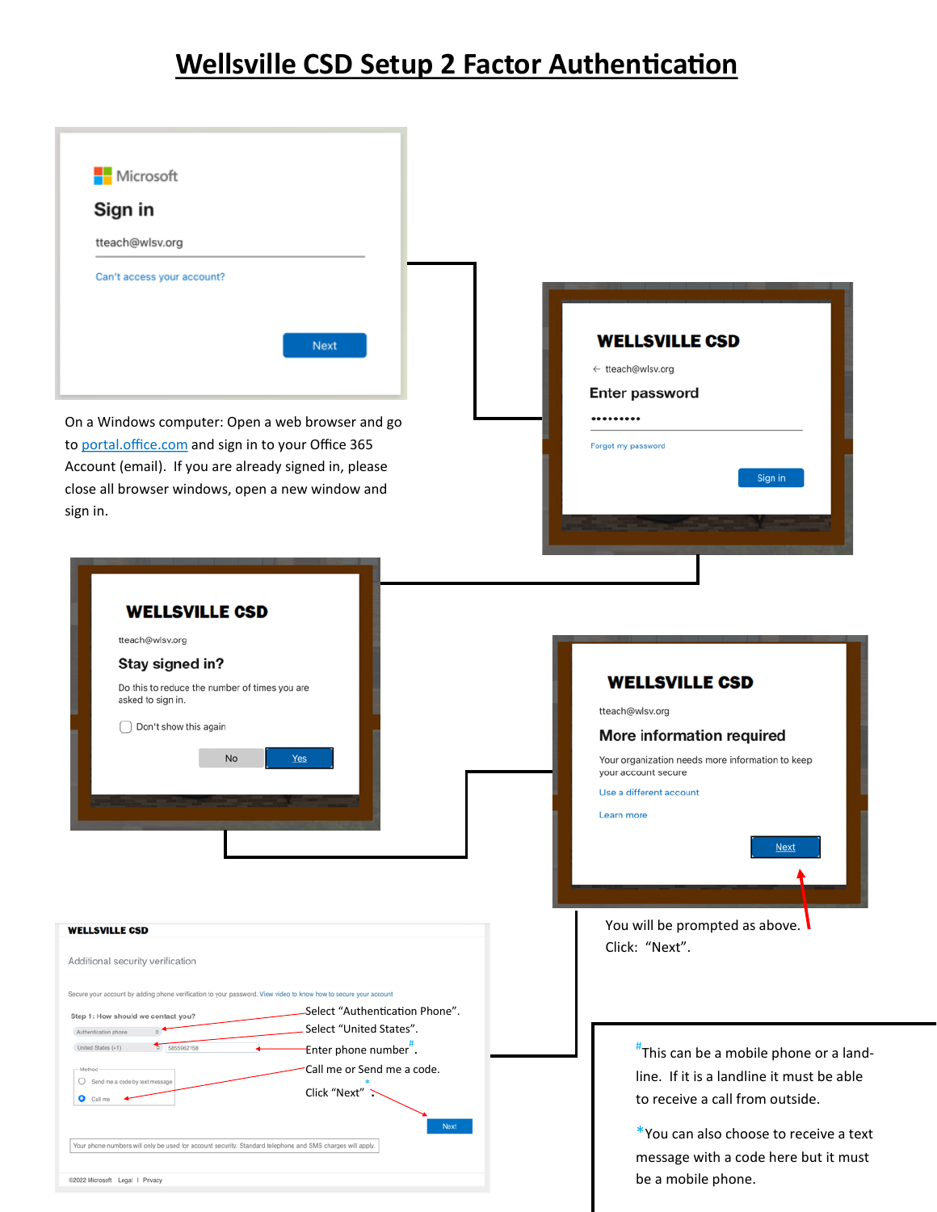# Wellsville CSD Setup 2 Factor Authentication

Microsoft

Sign in

tteach@wlsv.org

Can't access your account?

Next

On a Windows computer: Open a web browser and go to portal.office.com and sign in to your Office 365 Account (email). If you are already signed in, please close all browser windows, open a new window and sign in.

WELLSVILLE CSD

← tteach@wlsv.org

Enter password

•••••••••

Forgot my password

Sign in

WELLSVILLE CSD

tteach@wlsv.org

Stay signed in?

Do this to reduce the number of times you are asked to sign in.

Don't show this again

No Yes

WELLSVILLE CSD

tteach@wlsv.org

More information required

Your organization needs more information to keep your account secure

Use a different account

Learn more

Next

You will be prompted as above.
Click: "Next".

WELLSVILLE CSD

Additional security verification

Secure your account by adding phone verification to your password. View video to know how to secure your account

Step 1: How should we contact you?

Authentication phone

United States (+1) 5855662158

Method

Send me a code by text message

Call me

Next

Your phone numbers will only be used for account security. Standard telephone and SMS charges will apply.

©2022 Microsoft Legal | Privacy

- Select "Authentication Phone".
- Select "United States".
- Enter phone number#.
- Call me or Send me a code.
- Click "Next" *.

#This can be a mobile phone or a land-line. If it is a landline it must be able to receive a call from outside.

*You can also choose to receive a text message with a code here but it must be a mobile phone.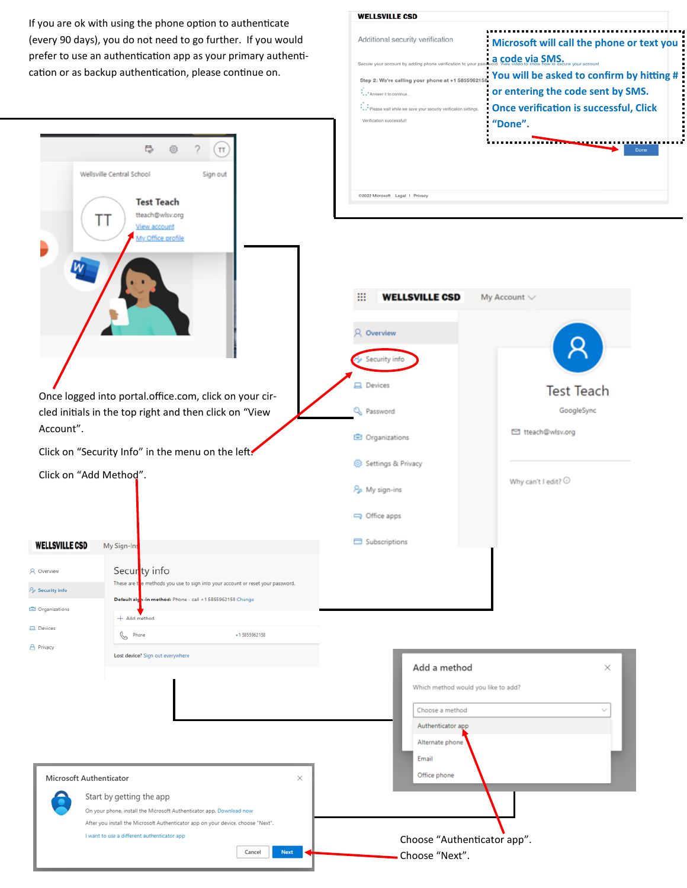If you are ok with using the phone option to authenticate (every 90 days), you do not need to go further. If you would prefer to use an authentication app as your primary authentication or as backup authentication, please continue on.

**Microsoft will call the phone or text you a code via SMS.**

**You will be asked to confirm by hitting # or entering the code sent by SMS.**

**Once verification is successful, Click "Done".**

Once logged into portal.office.com, click on your circled initials in the top right and then click on "View Account".

Click on "Security Info" in the menu on the left.

Click on "Add Method".

Choose "Authenticator app".

Choose "Next".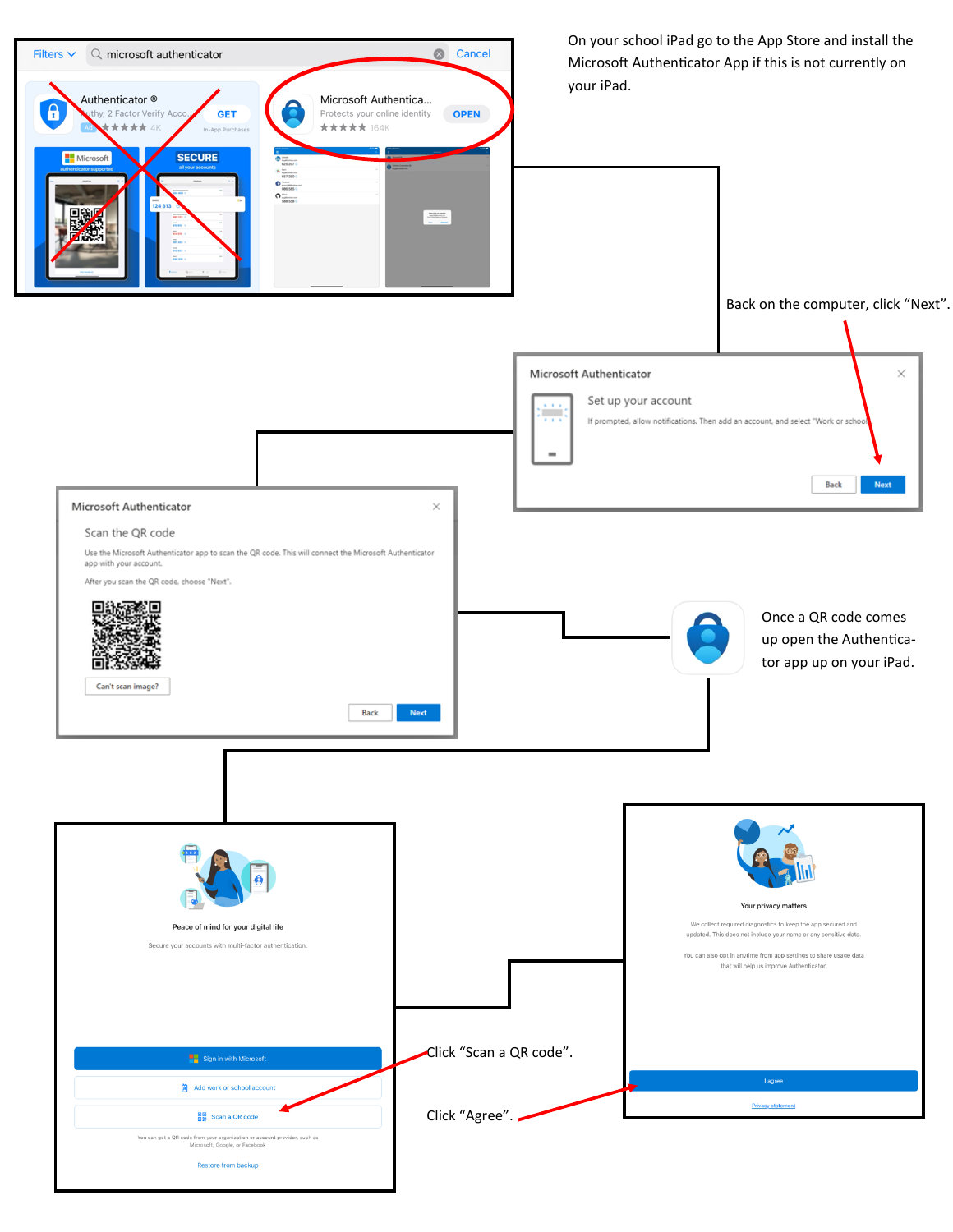On your school iPad go to the App Store and install the Microsoft Authenticator App if this is not currently on your iPad.

Filters | microsoft authenticator | Cancel

Authenticator ® — Authy, 2 Factor Verify Acco... — GET — In-App Purchases

Microsoft Authentica... — Protects your online identity — OPEN — ★★★★★ 164K

Back on the computer, click "Next".

**Microsoft Authenticator**

Set up your account

If prompted, allow notifications. Then add an account, and select "Work or school"

Back | Next

**Microsoft Authenticator**

Scan the QR code

Use the Microsoft Authenticator app to scan the QR code. This will connect the Microsoft Authenticator app with your account.

After you scan the QR code, choose "Next".

Can't scan image?

Back | Next

Once a QR code comes up open the Authenticator app up on your iPad.

Peace of mind for your digital life

Secure your accounts with multi-factor authentication.

Sign in with Microsoft

Add work or school account

Scan a QR code

You can get a QR code from your organization or account provider, such as Microsoft, Google, or Facebook

Restore from backup

Click "Scan a QR code".

Your privacy matters

We collect required diagnostics to keep the app secured and updated. This does not include your name or any sensitive data.

You can also opt in anytime from app settings to share usage data that will help us improve Authenticator.

I agree

Privacy statement

Click "Agree".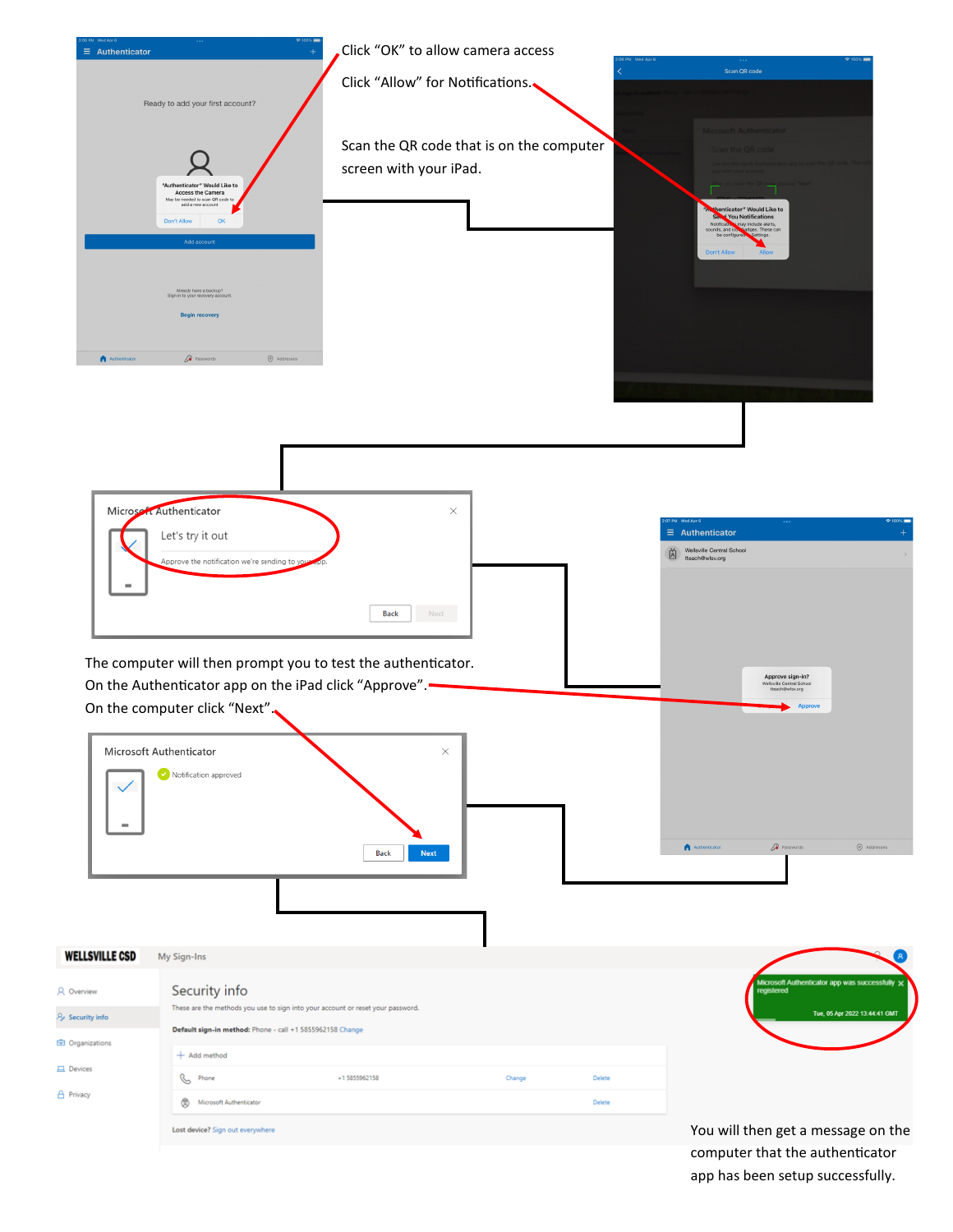Click "OK" to allow camera access

Click "Allow" for Notifications.

Scan the QR code that is on the computer screen with your iPad.

The computer will then prompt you to test the authenticator.
On the Authenticator app on the iPad click "Approve".
On the computer click "Next".

You will then get a message on the computer that the authenticator app has been setup successfully.